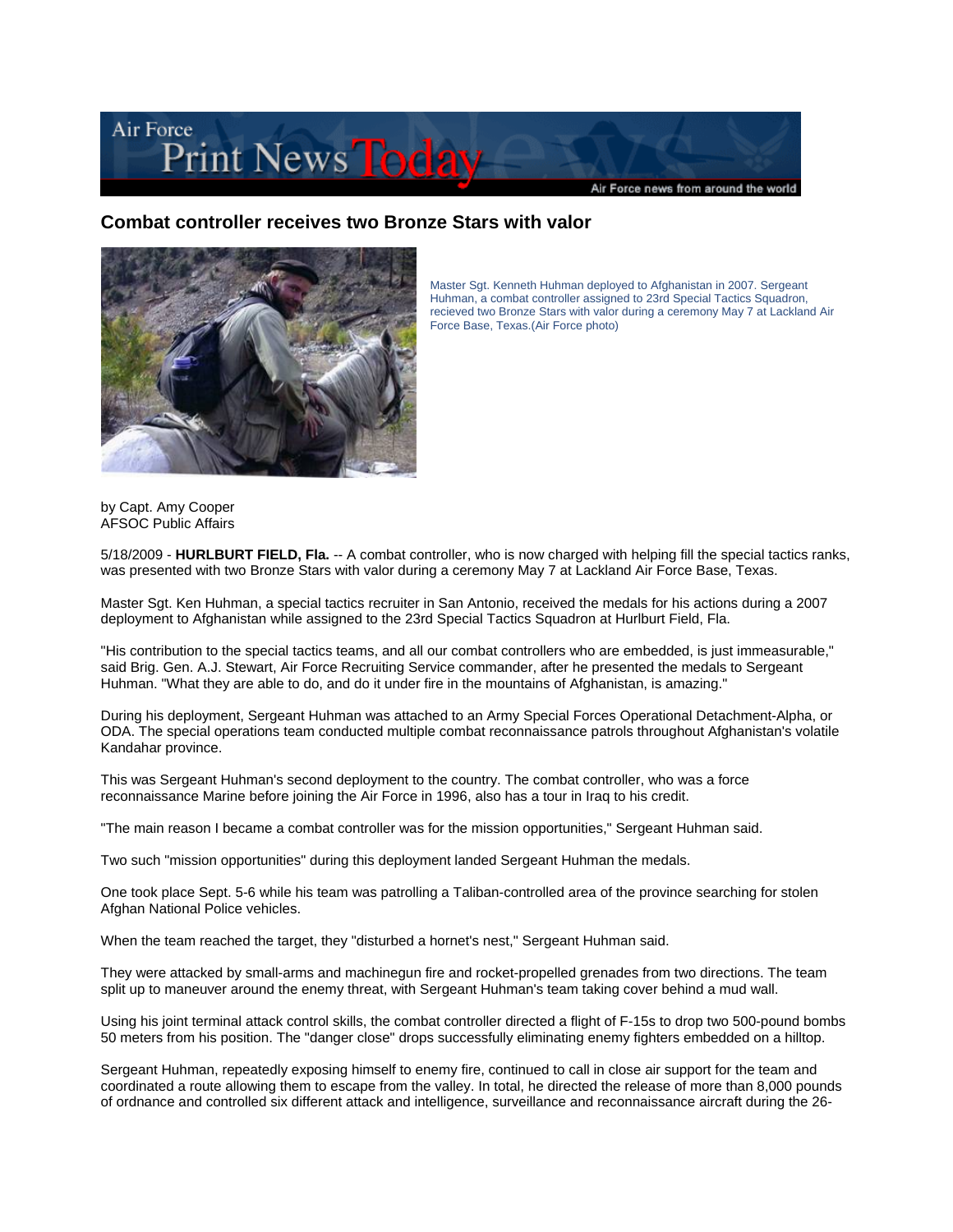# Combat controller receives two Bronze Stars with valor

Master Sgt. Kenneth Huhman deployed to Afghanistan in 2007. Sergeant Huhman, a combat controller assigned to 23rd Special Tactics Squadron, recieved two Bronze Stars with valor during a ceremony May 7 at Lackland Air Force Base, Texas.(Air Force photo)

by Capt. Amy Cooper
AFSOC Public Affairs

5/18/2009 - **HURLBURT FIELD, Fla.** -- A combat controller, who is now charged with helping fill the special tactics ranks, was presented with two Bronze Stars with valor during a ceremony May 7 at Lackland Air Force Base, Texas.

Master Sgt. Ken Huhman, a special tactics recruiter in San Antonio, received the medals for his actions during a 2007 deployment to Afghanistan while assigned to the 23rd Special Tactics Squadron at Hurlburt Field, Fla.

"His contribution to the special tactics teams, and all our combat controllers who are embedded, is just immeasurable," said Brig. Gen. A.J. Stewart, Air Force Recruiting Service commander, after he presented the medals to Sergeant Huhman. "What they are able to do, and do it under fire in the mountains of Afghanistan, is amazing."

During his deployment, Sergeant Huhman was attached to an Army Special Forces Operational Detachment-Alpha, or ODA. The special operations team conducted multiple combat reconnaissance patrols throughout Afghanistan's volatile Kandahar province.

This was Sergeant Huhman's second deployment to the country. The combat controller, who was a force reconnaissance Marine before joining the Air Force in 1996, also has a tour in Iraq to his credit.

"The main reason I became a combat controller was for the mission opportunities," Sergeant Huhman said.

Two such "mission opportunities" during this deployment landed Sergeant Huhman the medals.

One took place Sept. 5-6 while his team was patrolling a Taliban-controlled area of the province searching for stolen Afghan National Police vehicles.

When the team reached the target, they "disturbed a hornet's nest," Sergeant Huhman said.

They were attacked by small-arms and machinegun fire and rocket-propelled grenades from two directions. The team split up to maneuver around the enemy threat, with Sergeant Huhman's team taking cover behind a mud wall.

Using his joint terminal attack control skills, the combat controller directed a flight of F-15s to drop two 500-pound bombs 50 meters from his position. The "danger close" drops successfully eliminating enemy fighters embedded on a hilltop.

Sergeant Huhman, repeatedly exposing himself to enemy fire, continued to call in close air support for the team and coordinated a route allowing them to escape from the valley. In total, he directed the release of more than 8,000 pounds of ordnance and controlled six different attack and intelligence, surveillance and reconnaissance aircraft during the 26-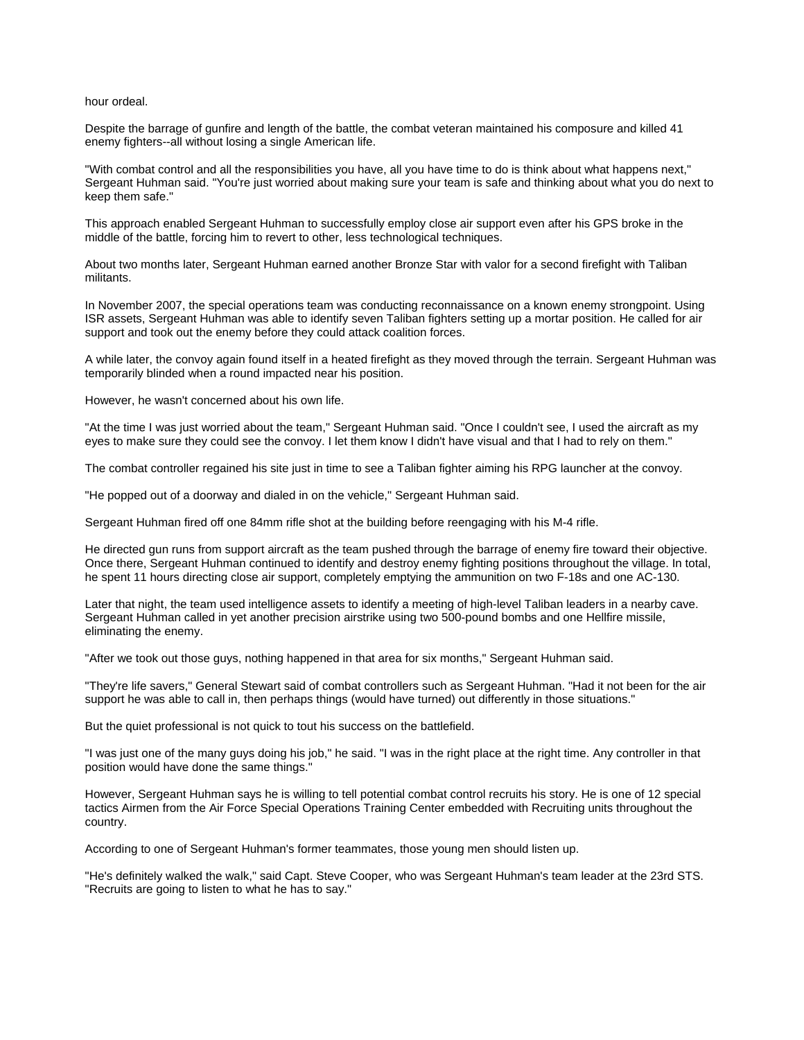hour ordeal.

Despite the barrage of gunfire and length of the battle, the combat veteran maintained his composure and killed 41 enemy fighters--all without losing a single American life.

"With combat control and all the responsibilities you have, all you have time to do is think about what happens next," Sergeant Huhman said. "You're just worried about making sure your team is safe and thinking about what you do next to keep them safe."

This approach enabled Sergeant Huhman to successfully employ close air support even after his GPS broke in the middle of the battle, forcing him to revert to other, less technological techniques.

About two months later, Sergeant Huhman earned another Bronze Star with valor for a second firefight with Taliban militants.

In November 2007, the special operations team was conducting reconnaissance on a known enemy strongpoint. Using ISR assets, Sergeant Huhman was able to identify seven Taliban fighters setting up a mortar position. He called for air support and took out the enemy before they could attack coalition forces.

A while later, the convoy again found itself in a heated firefight as they moved through the terrain. Sergeant Huhman was temporarily blinded when a round impacted near his position.

However, he wasn't concerned about his own life.

"At the time I was just worried about the team," Sergeant Huhman said. "Once I couldn't see, I used the aircraft as my eyes to make sure they could see the convoy. I let them know I didn't have visual and that I had to rely on them."

The combat controller regained his site just in time to see a Taliban fighter aiming his RPG launcher at the convoy.

"He popped out of a doorway and dialed in on the vehicle," Sergeant Huhman said.

Sergeant Huhman fired off one 84mm rifle shot at the building before reengaging with his M-4 rifle.

He directed gun runs from support aircraft as the team pushed through the barrage of enemy fire toward their objective. Once there, Sergeant Huhman continued to identify and destroy enemy fighting positions throughout the village. In total, he spent 11 hours directing close air support, completely emptying the ammunition on two F-18s and one AC-130.

Later that night, the team used intelligence assets to identify a meeting of high-level Taliban leaders in a nearby cave. Sergeant Huhman called in yet another precision airstrike using two 500-pound bombs and one Hellfire missile, eliminating the enemy.

"After we took out those guys, nothing happened in that area for six months," Sergeant Huhman said.

"They're life savers," General Stewart said of combat controllers such as Sergeant Huhman. "Had it not been for the air support he was able to call in, then perhaps things (would have turned) out differently in those situations."

But the quiet professional is not quick to tout his success on the battlefield.

"I was just one of the many guys doing his job," he said. "I was in the right place at the right time. Any controller in that position would have done the same things."

However, Sergeant Huhman says he is willing to tell potential combat control recruits his story. He is one of 12 special tactics Airmen from the Air Force Special Operations Training Center embedded with Recruiting units throughout the country.

According to one of Sergeant Huhman's former teammates, those young men should listen up.

"He's definitely walked the walk," said Capt. Steve Cooper, who was Sergeant Huhman's team leader at the 23rd STS. "Recruits are going to listen to what he has to say."